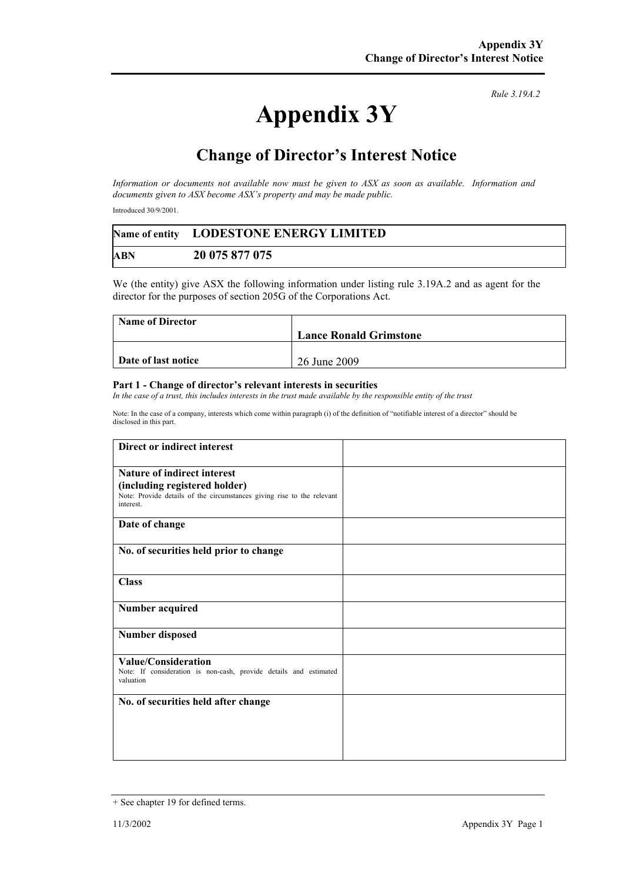*Rule 3.19A.2*

# Appendix 3Y

## Change of Director's Interest Notice

*Information or documents not available now must be given to ASX as soon as available. Information and documents given to ASX become ASX's property and may be made public.*

Introduced 30/9/2001.

| Name of entity | LODESTONE ENERGY LIMITED |
|---|---|
| ABN | 20 075 877 075 |

We (the entity) give ASX the following information under listing rule 3.19A.2 and as agent for the director for the purposes of section 205G of the Corporations Act.

| Name of Director | Lance Ronald Grimstone |
|---|---|
| Date of last notice | 26 June 2009 |

#### Part 1 - Change of director's relevant interests in securities

*In the case of a trust, this includes interests in the trust made available by the responsible entity of the trust*

Note: In the case of a company, interests which come within paragraph (i) of the definition of "notifiable interest of a director" should be disclosed in this part.

| | |
|---|---|
| **Direct or indirect interest** | |
| **Nature of indirect interest (including registered holder)**<br>Note: Provide details of the circumstances giving rise to the relevant interest. | |
| **Date of change** | |
| **No. of securities held prior to change** | |
| **Class** | |
| **Number acquired** | |
| **Number disposed** | |
| **Value/Consideration**<br>Note: If consideration is non-cash, provide details and estimated valuation | |
| **No. of securities held after change** | |

+ See chapter 19 for defined terms.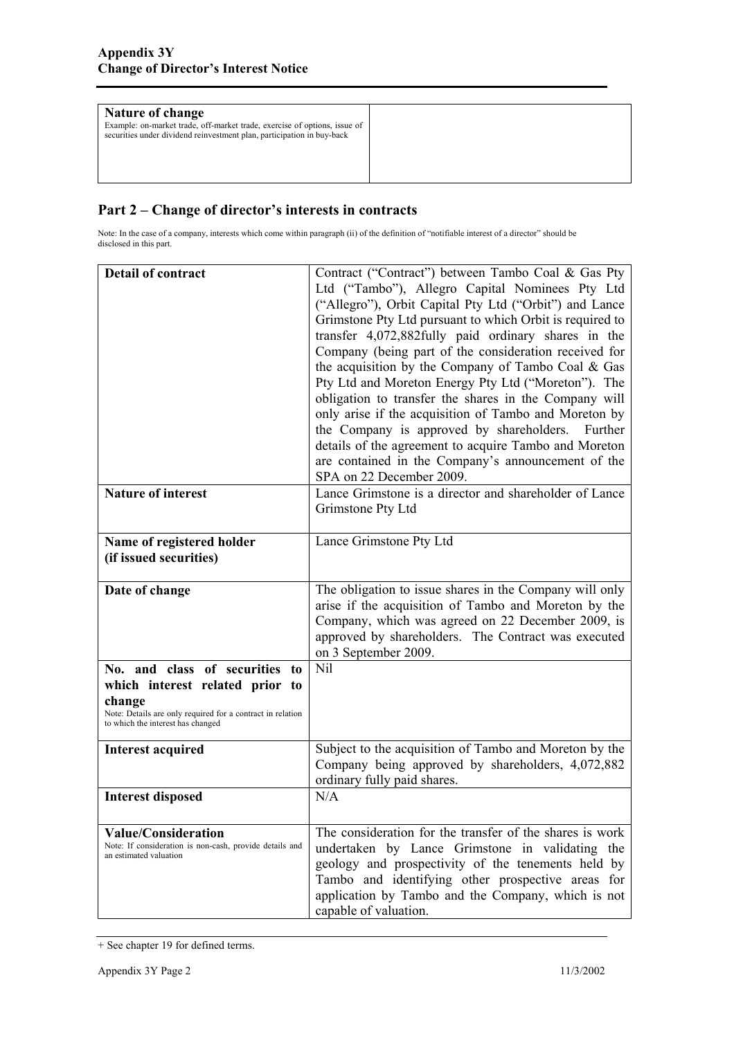| **Nature of change**<br>Example: on-market trade, off-market trade, exercise of options, issue of securities under dividend reinvestment plan, participation in buy-back | |
|---|---|

## Part 2 – Change of director's interests in contracts

Note: In the case of a company, interests which come within paragraph (ii) of the definition of "notifiable interest of a director" should be disclosed in this part.

| **Detail of contract** | Contract ("Contract") between Tambo Coal & Gas Pty Ltd ("Tambo"), Allegro Capital Nominees Pty Ltd ("Allegro"), Orbit Capital Pty Ltd ("Orbit") and Lance Grimstone Pty Ltd pursuant to which Orbit is required to transfer 4,072,882fully paid ordinary shares in the Company (being part of the consideration received for the acquisition by the Company of Tambo Coal & Gas Pty Ltd and Moreton Energy Pty Ltd ("Moreton"). The obligation to transfer the shares in the Company will only arise if the acquisition of Tambo and Moreton by the Company is approved by shareholders. Further details of the agreement to acquire Tambo and Moreton are contained in the Company's announcement of the SPA on 22 December 2009. |
|---|---|
| **Nature of interest** | Lance Grimstone is a director and shareholder of Lance Grimstone Pty Ltd |
| **Name of registered holder (if issued securities)** | Lance Grimstone Pty Ltd |
| **Date of change** | The obligation to issue shares in the Company will only arise if the acquisition of Tambo and Moreton by the Company, which was agreed on 22 December 2009, is approved by shareholders. The Contract was executed on 3 September 2009. |
| **No. and class of securities to which interest related prior to change**<br>Note: Details are only required for a contract in relation to which the interest has changed | Nil |
| **Interest acquired** | Subject to the acquisition of Tambo and Moreton by the Company being approved by shareholders, 4,072,882 ordinary fully paid shares. |
| **Interest disposed** | N/A |
| **Value/Consideration**<br>Note: If consideration is non-cash, provide details and an estimated valuation | The consideration for the transfer of the shares is work undertaken by Lance Grimstone in validating the geology and prospectivity of the tenements held by Tambo and identifying other prospective areas for application by Tambo and the Company, which is not capable of valuation. |

+ See chapter 19 for defined terms.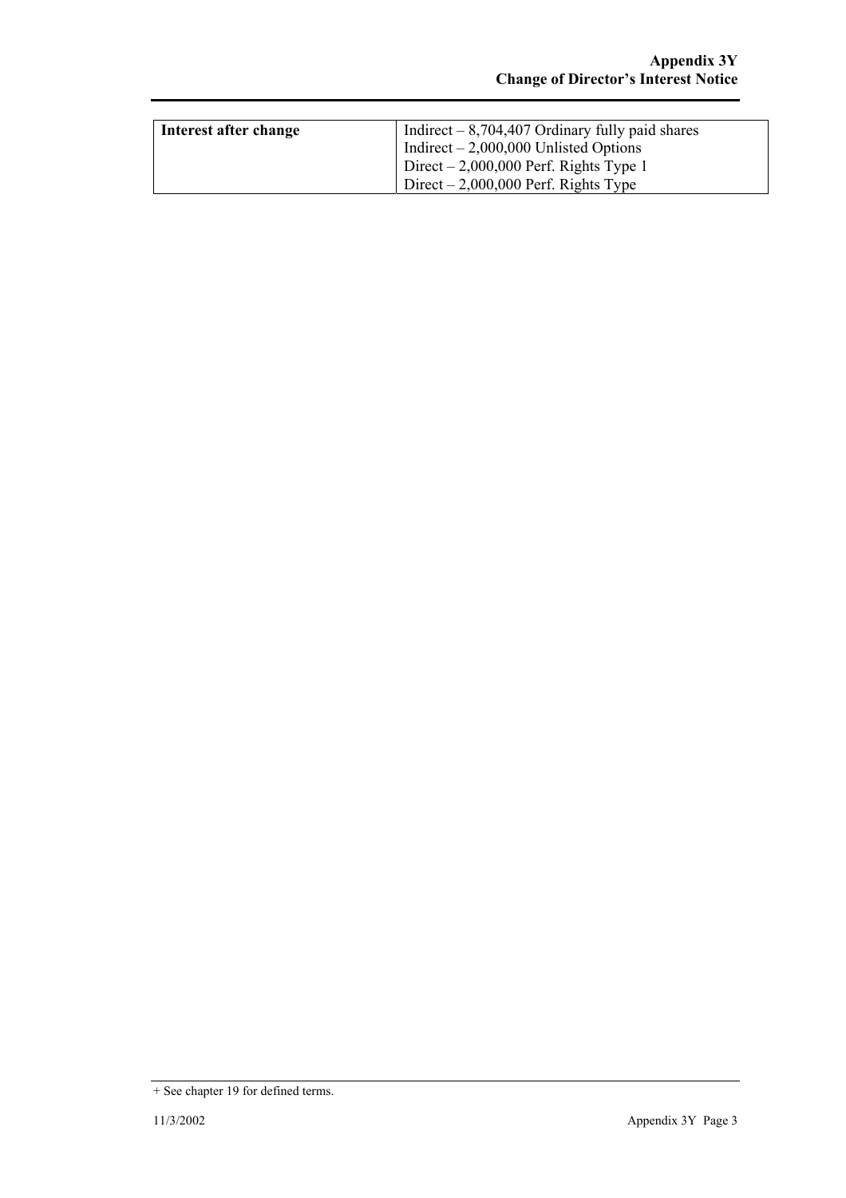| | |
|---|---|
| **Interest after change** | Indirect – 8,704,407 Ordinary fully paid shares<br>Indirect – 2,000,000 Unlisted Options<br>Direct – 2,000,000 Perf. Rights Type 1<br>Direct – 2,000,000 Perf. Rights Type |

+ See chapter 19 for defined terms.